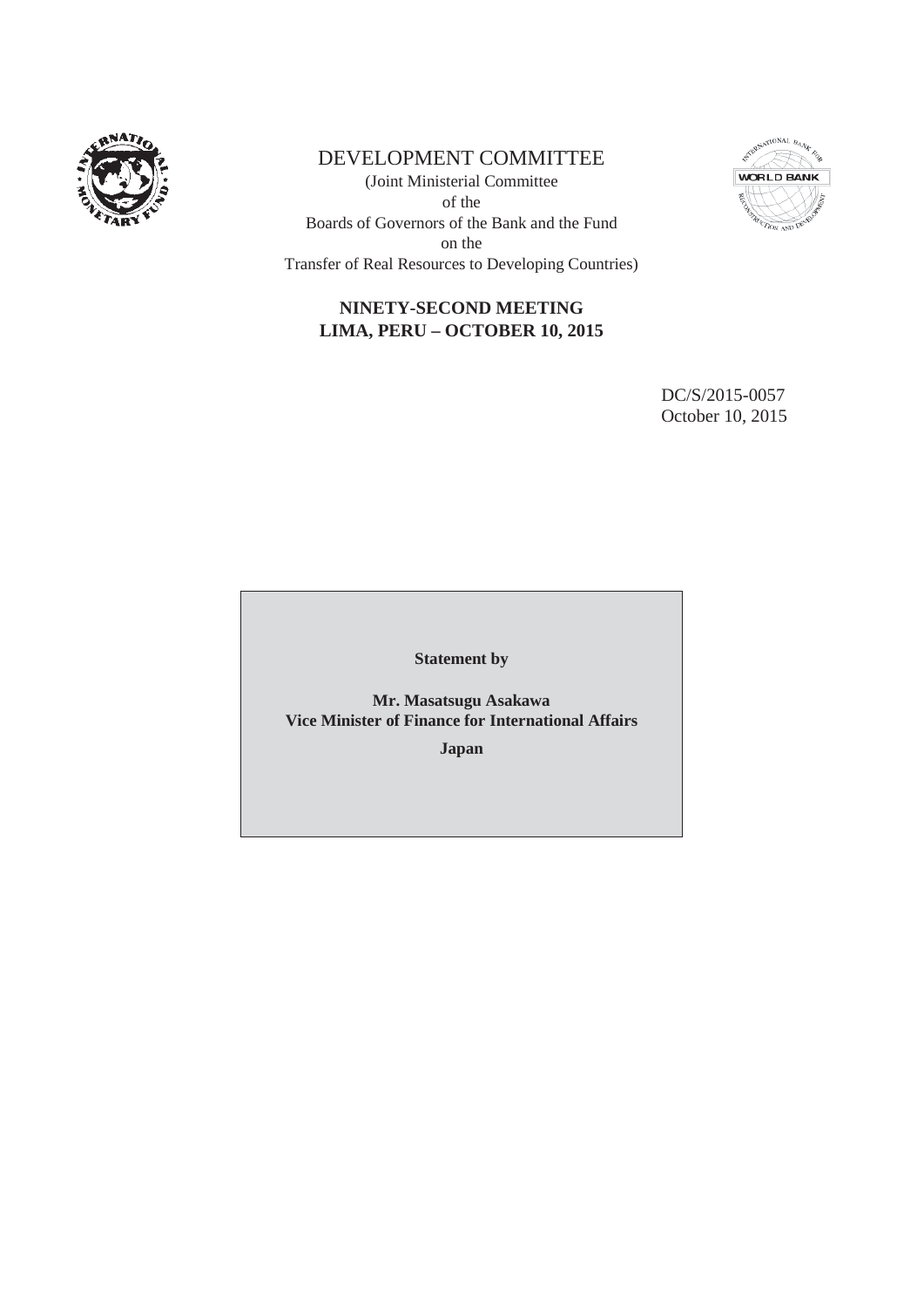# DEVELOPMENT COMMITTEE

(Joint Ministerial Committee
of the
Boards of Governors of the Bank and the Fund
on the
Transfer of Real Resources to Developing Countries)

**NINETY-SECOND MEETING**
**LIMA, PERU – OCTOBER 10, 2015**

DC/S/2015-0057
October 10, 2015

**Statement by**

**Mr. Masatsugu Asakawa**
**Vice Minister of Finance for International Affairs**

**Japan**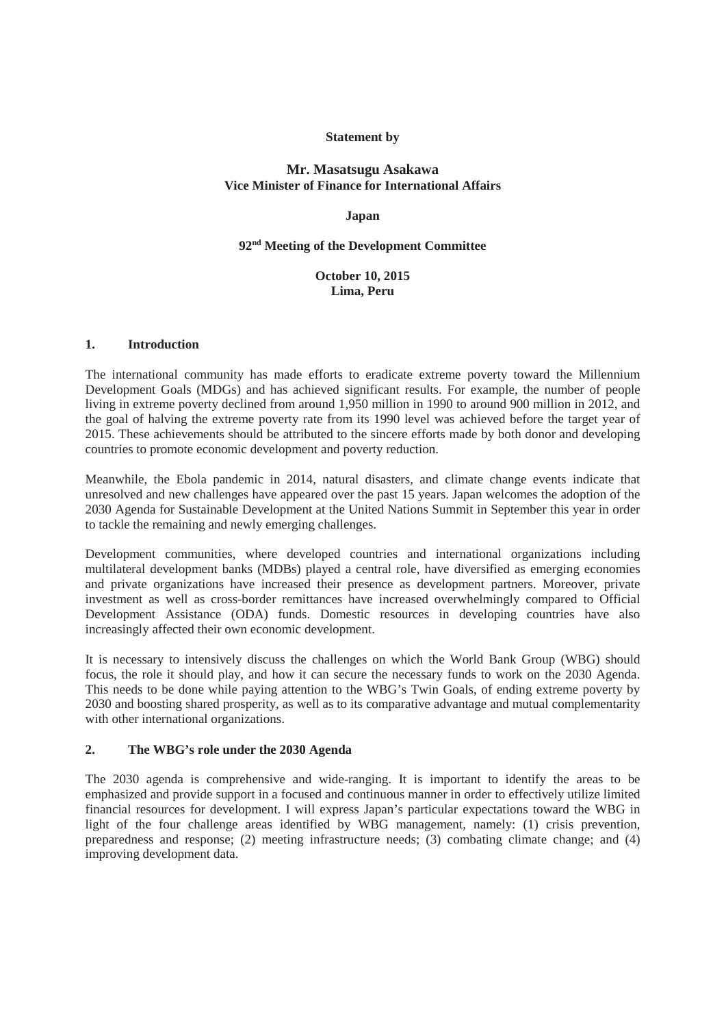**Statement by**

**Mr. Masatsugu Asakawa**
**Vice Minister of Finance for International Affairs**

**Japan**

**92nd Meeting of the Development Committee**

**October 10, 2015**
**Lima, Peru**

## 1. Introduction

The international community has made efforts to eradicate extreme poverty toward the Millennium Development Goals (MDGs) and has achieved significant results. For example, the number of people living in extreme poverty declined from around 1,950 million in 1990 to around 900 million in 2012, and the goal of halving the extreme poverty rate from its 1990 level was achieved before the target year of 2015. These achievements should be attributed to the sincere efforts made by both donor and developing countries to promote economic development and poverty reduction.

Meanwhile, the Ebola pandemic in 2014, natural disasters, and climate change events indicate that unresolved and new challenges have appeared over the past 15 years. Japan welcomes the adoption of the 2030 Agenda for Sustainable Development at the United Nations Summit in September this year in order to tackle the remaining and newly emerging challenges.

Development communities, where developed countries and international organizations including multilateral development banks (MDBs) played a central role, have diversified as emerging economies and private organizations have increased their presence as development partners. Moreover, private investment as well as cross-border remittances have increased overwhelmingly compared to Official Development Assistance (ODA) funds. Domestic resources in developing countries have also increasingly affected their own economic development.

It is necessary to intensively discuss the challenges on which the World Bank Group (WBG) should focus, the role it should play, and how it can secure the necessary funds to work on the 2030 Agenda. This needs to be done while paying attention to the WBG's Twin Goals, of ending extreme poverty by 2030 and boosting shared prosperity, as well as to its comparative advantage and mutual complementarity with other international organizations.

## 2. The WBG's role under the 2030 Agenda

The 2030 agenda is comprehensive and wide-ranging. It is important to identify the areas to be emphasized and provide support in a focused and continuous manner in order to effectively utilize limited financial resources for development. I will express Japan's particular expectations toward the WBG in light of the four challenge areas identified by WBG management, namely: (1) crisis prevention, preparedness and response; (2) meeting infrastructure needs; (3) combating climate change; and (4) improving development data.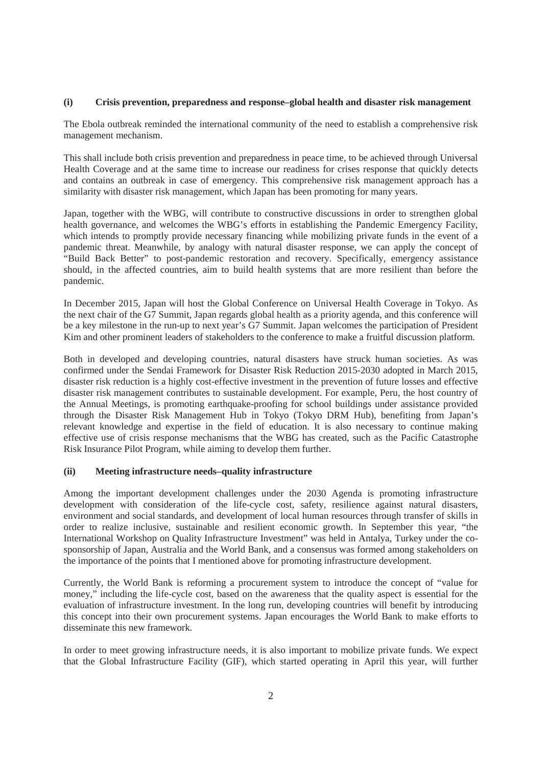### (i) Crisis prevention, preparedness and response–global health and disaster risk management

The Ebola outbreak reminded the international community of the need to establish a comprehensive risk management mechanism.

This shall include both crisis prevention and preparedness in peace time, to be achieved through Universal Health Coverage and at the same time to increase our readiness for crises response that quickly detects and contains an outbreak in case of emergency. This comprehensive risk management approach has a similarity with disaster risk management, which Japan has been promoting for many years.

Japan, together with the WBG, will contribute to constructive discussions in order to strengthen global health governance, and welcomes the WBG's efforts in establishing the Pandemic Emergency Facility, which intends to promptly provide necessary financing while mobilizing private funds in the event of a pandemic threat. Meanwhile, by analogy with natural disaster response, we can apply the concept of "Build Back Better" to post-pandemic restoration and recovery. Specifically, emergency assistance should, in the affected countries, aim to build health systems that are more resilient than before the pandemic.

In December 2015, Japan will host the Global Conference on Universal Health Coverage in Tokyo. As the next chair of the G7 Summit, Japan regards global health as a priority agenda, and this conference will be a key milestone in the run-up to next year's G7 Summit. Japan welcomes the participation of President Kim and other prominent leaders of stakeholders to the conference to make a fruitful discussion platform.

Both in developed and developing countries, natural disasters have struck human societies. As was confirmed under the Sendai Framework for Disaster Risk Reduction 2015-2030 adopted in March 2015, disaster risk reduction is a highly cost-effective investment in the prevention of future losses and effective disaster risk management contributes to sustainable development. For example, Peru, the host country of the Annual Meetings, is promoting earthquake-proofing for school buildings under assistance provided through the Disaster Risk Management Hub in Tokyo (Tokyo DRM Hub), benefiting from Japan's relevant knowledge and expertise in the field of education. It is also necessary to continue making effective use of crisis response mechanisms that the WBG has created, such as the Pacific Catastrophe Risk Insurance Pilot Program, while aiming to develop them further.

### (ii) Meeting infrastructure needs–quality infrastructure

Among the important development challenges under the 2030 Agenda is promoting infrastructure development with consideration of the life-cycle cost, safety, resilience against natural disasters, environment and social standards, and development of local human resources through transfer of skills in order to realize inclusive, sustainable and resilient economic growth. In September this year, "the International Workshop on Quality Infrastructure Investment" was held in Antalya, Turkey under the co-sponsorship of Japan, Australia and the World Bank, and a consensus was formed among stakeholders on the importance of the points that I mentioned above for promoting infrastructure development.

Currently, the World Bank is reforming a procurement system to introduce the concept of "value for money," including the life-cycle cost, based on the awareness that the quality aspect is essential for the evaluation of infrastructure investment. In the long run, developing countries will benefit by introducing this concept into their own procurement systems. Japan encourages the World Bank to make efforts to disseminate this new framework.

In order to meet growing infrastructure needs, it is also important to mobilize private funds. We expect that the Global Infrastructure Facility (GIF), which started operating in April this year, will further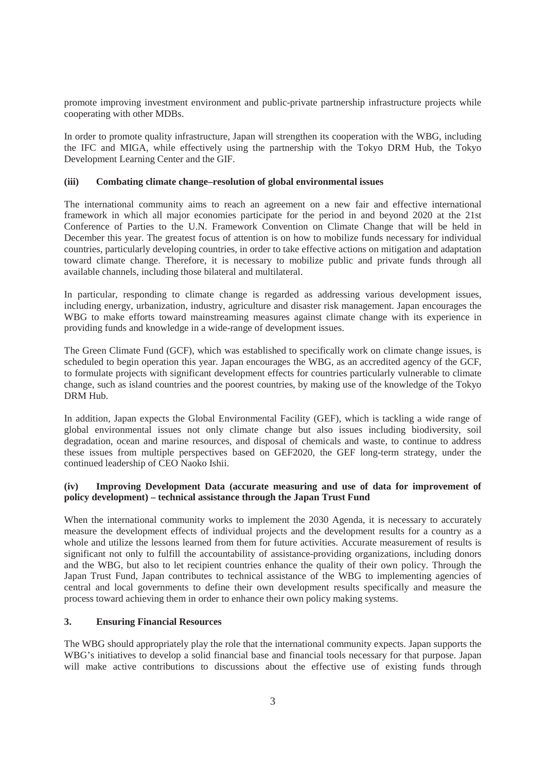promote improving investment environment and public-private partnership infrastructure projects while cooperating with other MDBs.

In order to promote quality infrastructure, Japan will strengthen its cooperation with the WBG, including the IFC and MIGA, while effectively using the partnership with the Tokyo DRM Hub, the Tokyo Development Learning Center and the GIF.

#### (iii) Combating climate change–resolution of global environmental issues

The international community aims to reach an agreement on a new fair and effective international framework in which all major economies participate for the period in and beyond 2020 at the 21st Conference of Parties to the U.N. Framework Convention on Climate Change that will be held in December this year. The greatest focus of attention is on how to mobilize funds necessary for individual countries, particularly developing countries, in order to take effective actions on mitigation and adaptation toward climate change. Therefore, it is necessary to mobilize public and private funds through all available channels, including those bilateral and multilateral.

In particular, responding to climate change is regarded as addressing various development issues, including energy, urbanization, industry, agriculture and disaster risk management. Japan encourages the WBG to make efforts toward mainstreaming measures against climate change with its experience in providing funds and knowledge in a wide-range of development issues.

The Green Climate Fund (GCF), which was established to specifically work on climate change issues, is scheduled to begin operation this year. Japan encourages the WBG, as an accredited agency of the GCF, to formulate projects with significant development effects for countries particularly vulnerable to climate change, such as island countries and the poorest countries, by making use of the knowledge of the Tokyo DRM Hub.

In addition, Japan expects the Global Environmental Facility (GEF), which is tackling a wide range of global environmental issues not only climate change but also issues including biodiversity, soil degradation, ocean and marine resources, and disposal of chemicals and waste, to continue to address these issues from multiple perspectives based on GEF2020, the GEF long-term strategy, under the continued leadership of CEO Naoko Ishii.

#### (iv) Improving Development Data (accurate measuring and use of data for improvement of policy development) – technical assistance through the Japan Trust Fund

When the international community works to implement the 2030 Agenda, it is necessary to accurately measure the development effects of individual projects and the development results for a country as a whole and utilize the lessons learned from them for future activities. Accurate measurement of results is significant not only to fulfill the accountability of assistance-providing organizations, including donors and the WBG, but also to let recipient countries enhance the quality of their own policy. Through the Japan Trust Fund, Japan contributes to technical assistance of the WBG to implementing agencies of central and local governments to define their own development results specifically and measure the process toward achieving them in order to enhance their own policy making systems.

### 3. Ensuring Financial Resources

The WBG should appropriately play the role that the international community expects. Japan supports the WBG's initiatives to develop a solid financial base and financial tools necessary for that purpose. Japan will make active contributions to discussions about the effective use of existing funds through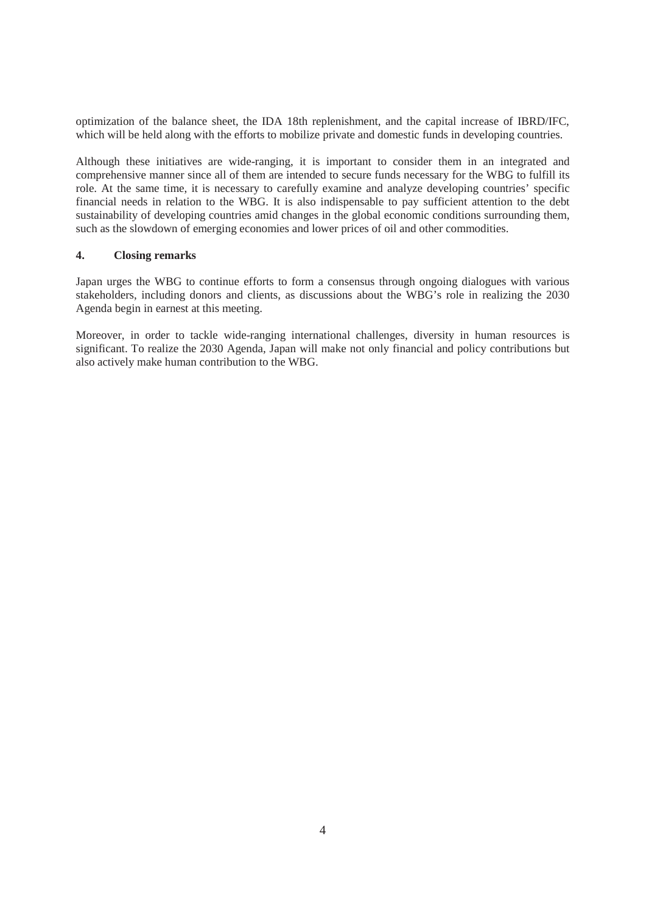optimization of the balance sheet, the IDA 18th replenishment, and the capital increase of IBRD/IFC, which will be held along with the efforts to mobilize private and domestic funds in developing countries.

Although these initiatives are wide-ranging, it is important to consider them in an integrated and comprehensive manner since all of them are intended to secure funds necessary for the WBG to fulfill its role. At the same time, it is necessary to carefully examine and analyze developing countries' specific financial needs in relation to the WBG. It is also indispensable to pay sufficient attention to the debt sustainability of developing countries amid changes in the global economic conditions surrounding them, such as the slowdown of emerging economies and lower prices of oil and other commodities.

## 4. Closing remarks

Japan urges the WBG to continue efforts to form a consensus through ongoing dialogues with various stakeholders, including donors and clients, as discussions about the WBG's role in realizing the 2030 Agenda begin in earnest at this meeting.

Moreover, in order to tackle wide-ranging international challenges, diversity in human resources is significant. To realize the 2030 Agenda, Japan will make not only financial and policy contributions but also actively make human contribution to the WBG.